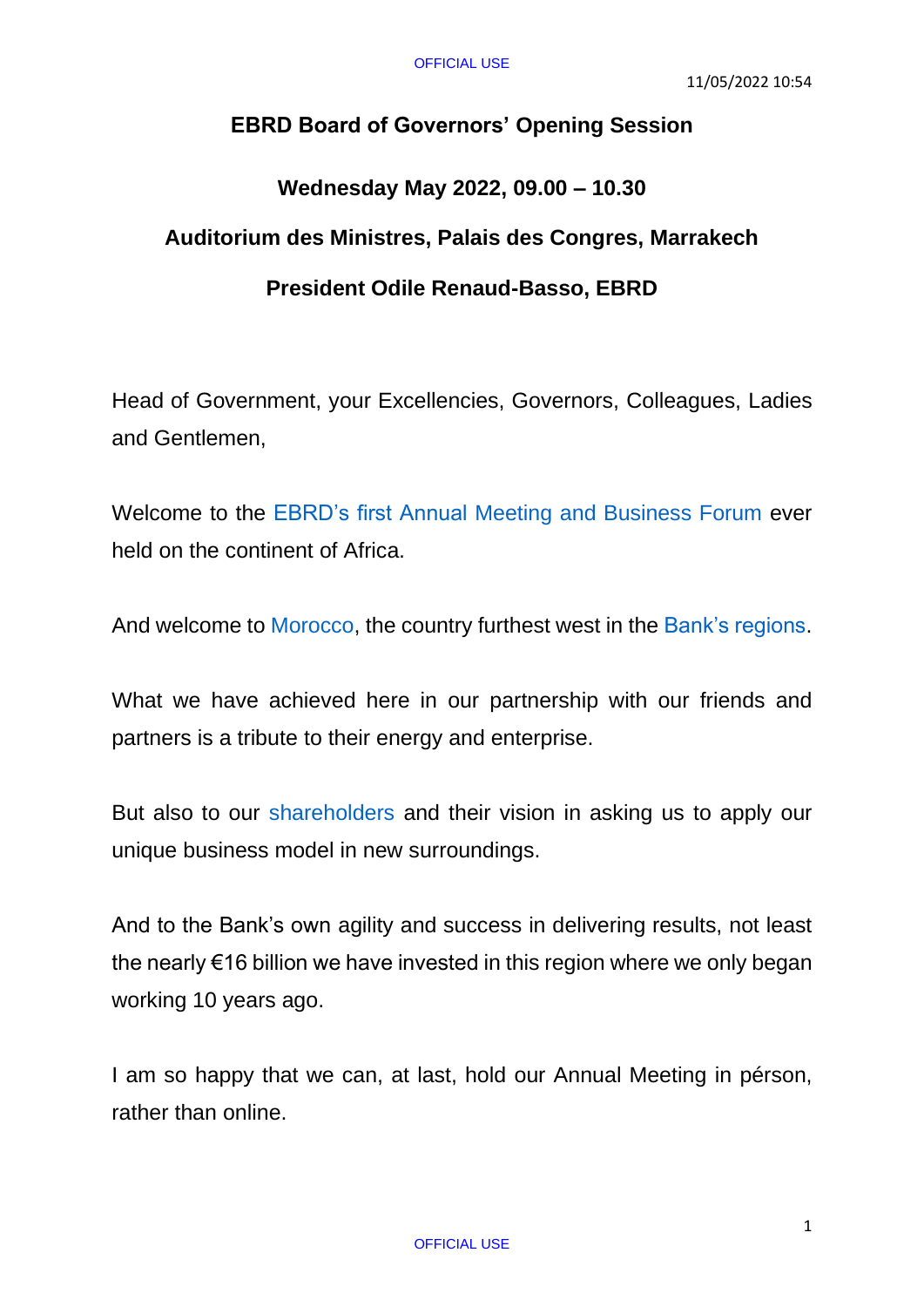**EBRD Board of Governors' Opening Session**

**Wednesday May 2022, 09.00 – 10.30**

**Auditorium des Ministres, Palais des Congres, Marrakech**

**President Odile Renaud-Basso, EBRD**

Head of Government, your Excellencies, Governors, Colleagues, Ladies and Gentlemen,

Welcome to the EBRD's first Annual Meeting and Business Forum ever held on the continent of Africa.

And welcome to Morocco, the country furthest west in the Bank's regions.

What we have achieved here in our partnership with our friends and partners is a tribute to their energy and enterprise.

But also to our shareholders and their vision in asking us to apply our unique business model in new surroundings.

And to the Bank's own agility and success in delivering results, not least the nearly €16 billion we have invested in this region where we only began working 10 years ago.

I am so happy that we can, at last, hold our Annual Meeting in pérson, rather than online.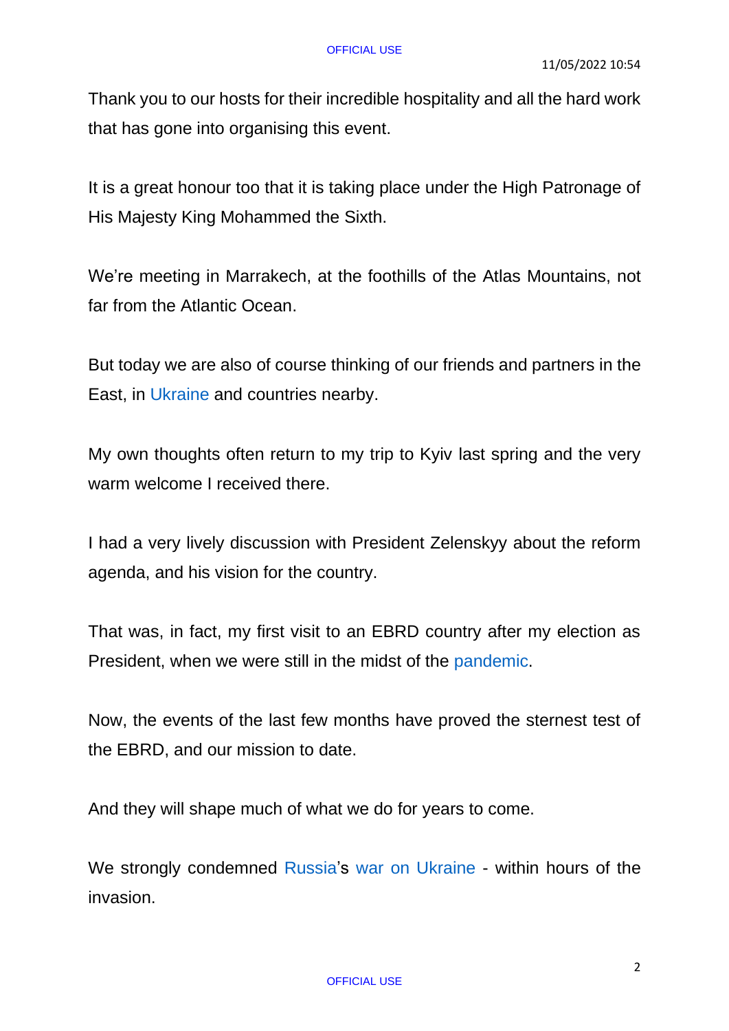Thank you to our hosts for their incredible hospitality and all the hard work that has gone into organising this event.

It is a great honour too that it is taking place under the High Patronage of His Majesty King Mohammed the Sixth.

We're meeting in Marrakech, at the foothills of the Atlas Mountains, not far from the Atlantic Ocean.

But today we are also of course thinking of our friends and partners in the East, in Ukraine and countries nearby.

My own thoughts often return to my trip to Kyiv last spring and the very warm welcome I received there.

I had a very lively discussion with President Zelenskyy about the reform agenda, and his vision for the country.

That was, in fact, my first visit to an EBRD country after my election as President, when we were still in the midst of the pandemic.

Now, the events of the last few months have proved the sternest test of the EBRD, and our mission to date.

And they will shape much of what we do for years to come.

We strongly condemned Russia's war on Ukraine - within hours of the invasion.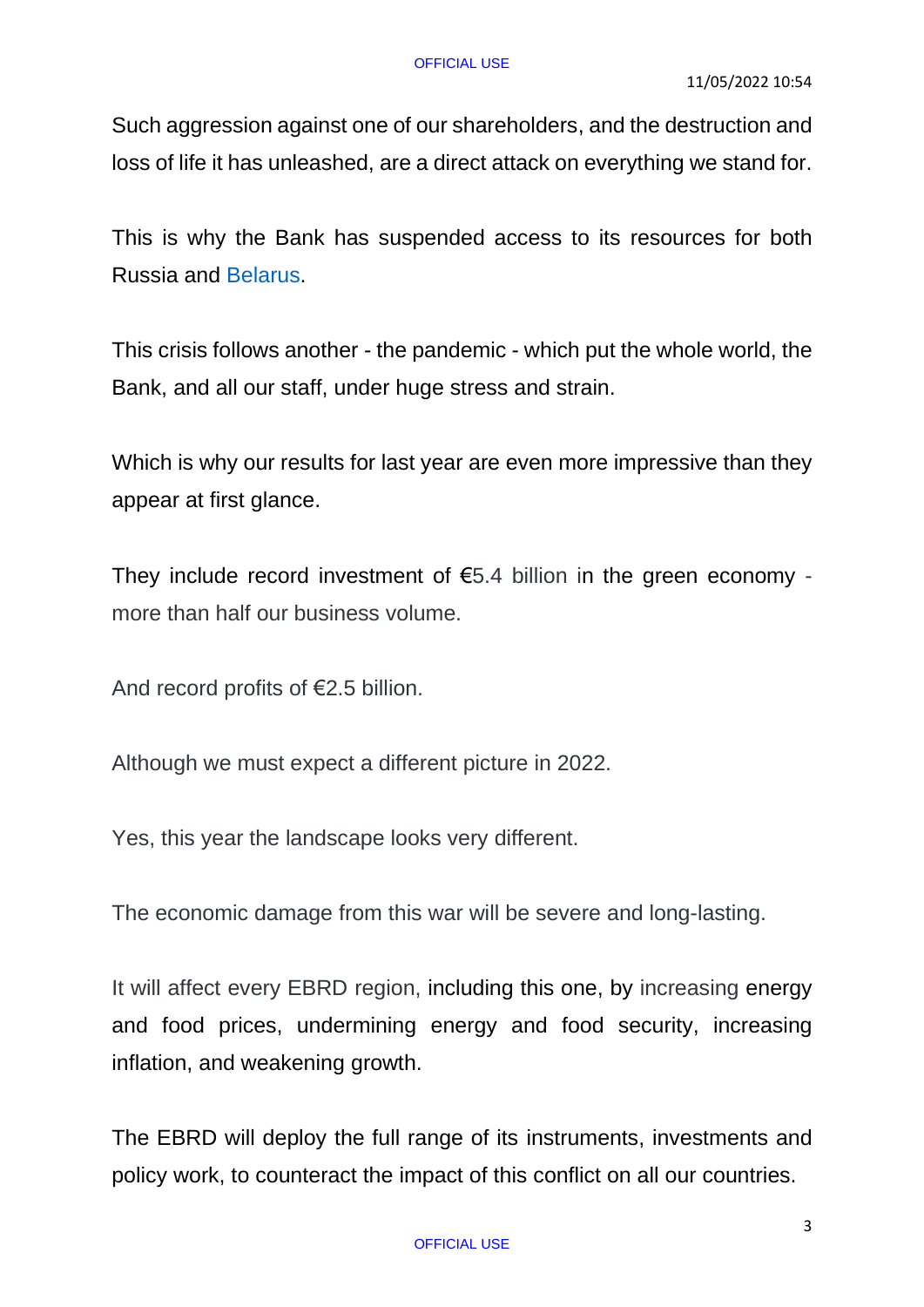Such aggression against one of our shareholders, and the destruction and loss of life it has unleashed, are a direct attack on everything we stand for.

This is why the Bank has suspended access to its resources for both Russia and Belarus.

This crisis follows another - the pandemic - which put the whole world, the Bank, and all our staff, under huge stress and strain.

Which is why our results for last year are even more impressive than they appear at first glance.

They include record investment of €5.4 billion in the green economy - more than half our business volume.

And record profits of €2.5 billion.

Although we must expect a different picture in 2022.

Yes, this year the landscape looks very different.

The economic damage from this war will be severe and long-lasting.

It will affect every EBRD region, including this one, by increasing energy and food prices, undermining energy and food security, increasing inflation, and weakening growth.

The EBRD will deploy the full range of its instruments, investments and policy work, to counteract the impact of this conflict on all our countries.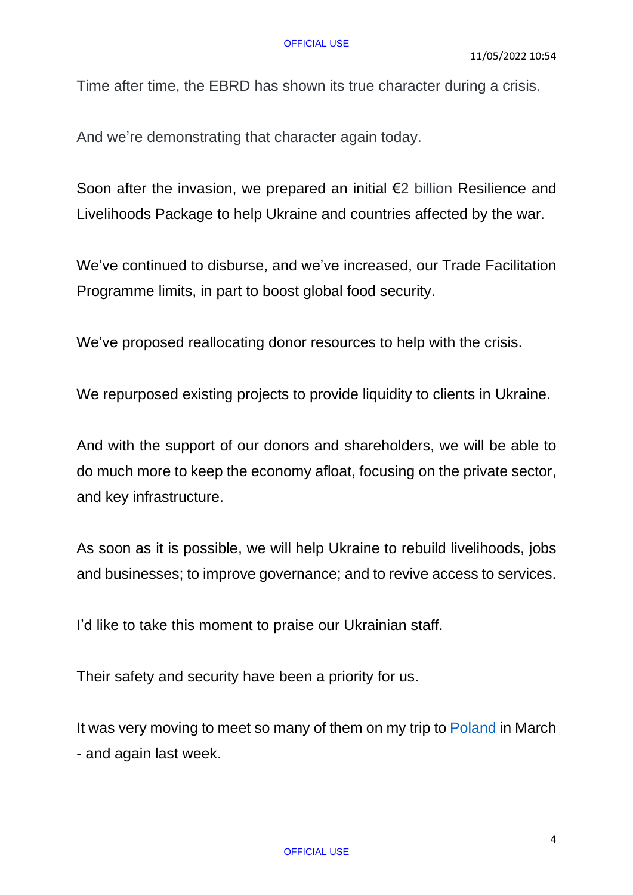Time after time, the EBRD has shown its true character during a crisis.

And we're demonstrating that character again today.

Soon after the invasion, we prepared an initial €2 billion Resilience and Livelihoods Package to help Ukraine and countries affected by the war.

We've continued to disburse, and we've increased, our Trade Facilitation Programme limits, in part to boost global food security.

We've proposed reallocating donor resources to help with the crisis.

We repurposed existing projects to provide liquidity to clients in Ukraine.

And with the support of our donors and shareholders, we will be able to do much more to keep the economy afloat, focusing on the private sector, and key infrastructure.

As soon as it is possible, we will help Ukraine to rebuild livelihoods, jobs and businesses; to improve governance; and to revive access to services.

I'd like to take this moment to praise our Ukrainian staff.

Their safety and security have been a priority for us.

It was very moving to meet so many of them on my trip to Poland in March - and again last week.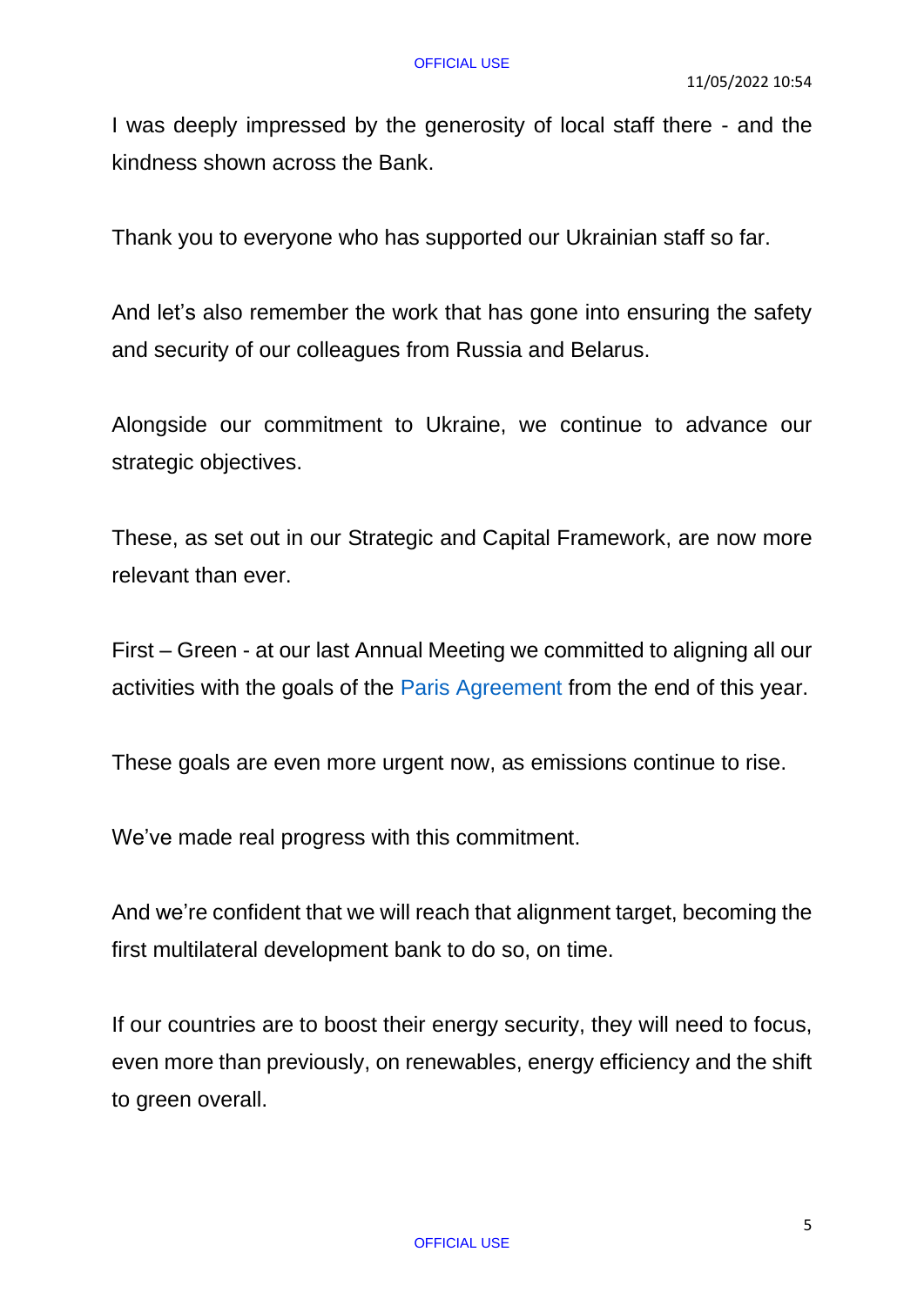I was deeply impressed by the generosity of local staff there - and the kindness shown across the Bank.

Thank you to everyone who has supported our Ukrainian staff so far.

And let's also remember the work that has gone into ensuring the safety and security of our colleagues from Russia and Belarus.

Alongside our commitment to Ukraine, we continue to advance our strategic objectives.

These, as set out in our Strategic and Capital Framework, are now more relevant than ever.

First – Green - at our last Annual Meeting we committed to aligning all our activities with the goals of the Paris Agreement from the end of this year.

These goals are even more urgent now, as emissions continue to rise.

We've made real progress with this commitment.

And we're confident that we will reach that alignment target, becoming the first multilateral development bank to do so, on time.

If our countries are to boost their energy security, they will need to focus, even more than previously, on renewables, energy efficiency and the shift to green overall.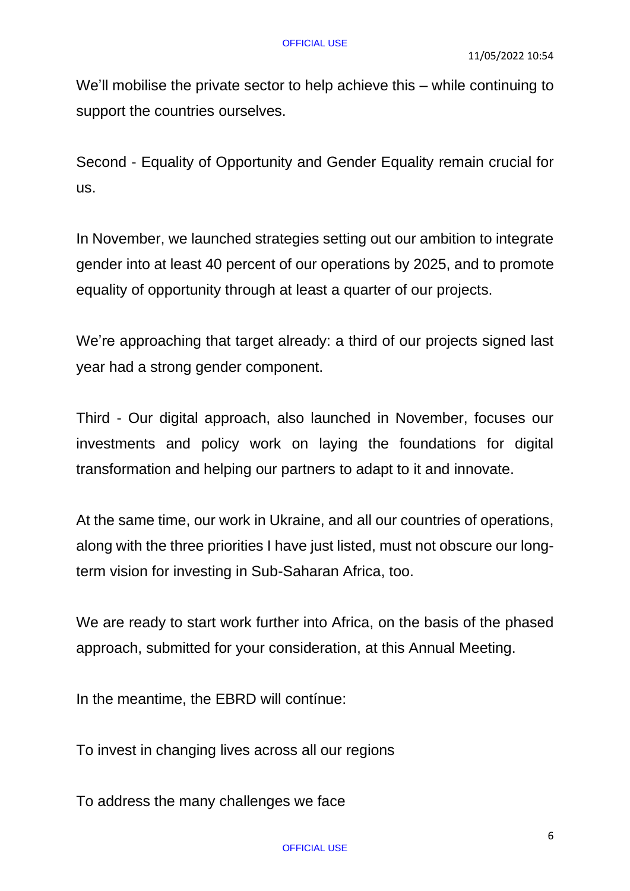We'll mobilise the private sector to help achieve this – while continuing to support the countries ourselves.

Second - Equality of Opportunity and Gender Equality remain crucial for us.

In November, we launched strategies setting out our ambition to integrate gender into at least 40 percent of our operations by 2025, and to promote equality of opportunity through at least a quarter of our projects.

We're approaching that target already: a third of our projects signed last year had a strong gender component.

Third - Our digital approach, also launched in November, focuses our investments and policy work on laying the foundations for digital transformation and helping our partners to adapt to it and innovate.

At the same time, our work in Ukraine, and all our countries of operations, along with the three priorities I have just listed, must not obscure our long-term vision for investing in Sub-Saharan Africa, too.

We are ready to start work further into Africa, on the basis of the phased approach, submitted for your consideration, at this Annual Meeting.

In the meantime, the EBRD will contínue:

To invest in changing lives across all our regions

To address the many challenges we face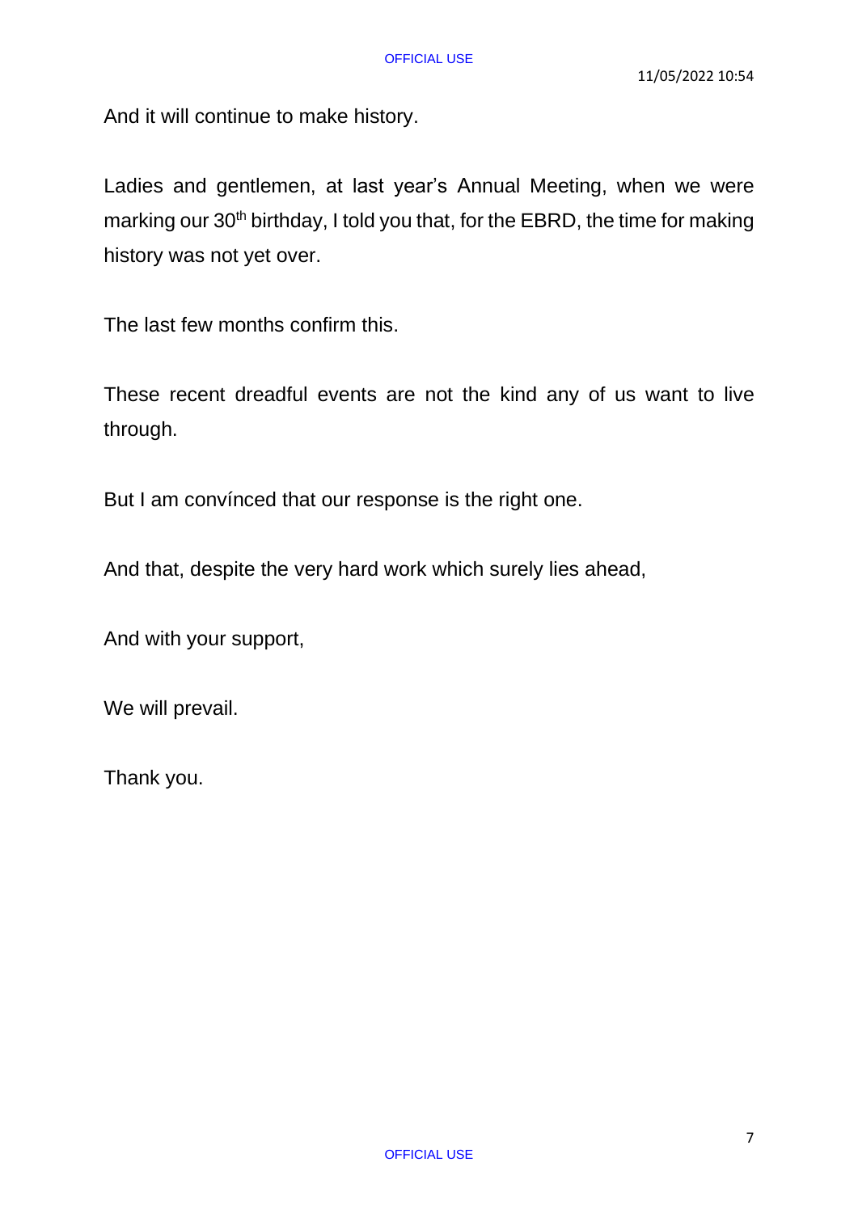And it will continue to make history.

Ladies and gentlemen, at last year's Annual Meeting, when we were marking our 30th birthday, I told you that, for the EBRD, the time for making history was not yet over.

The last few months confirm this.

These recent dreadful events are not the kind any of us want to live through.

But I am convínced that our response is the right one.

And that, despite the very hard work which surely lies ahead,

And with your support,

We will prevail.

Thank you.